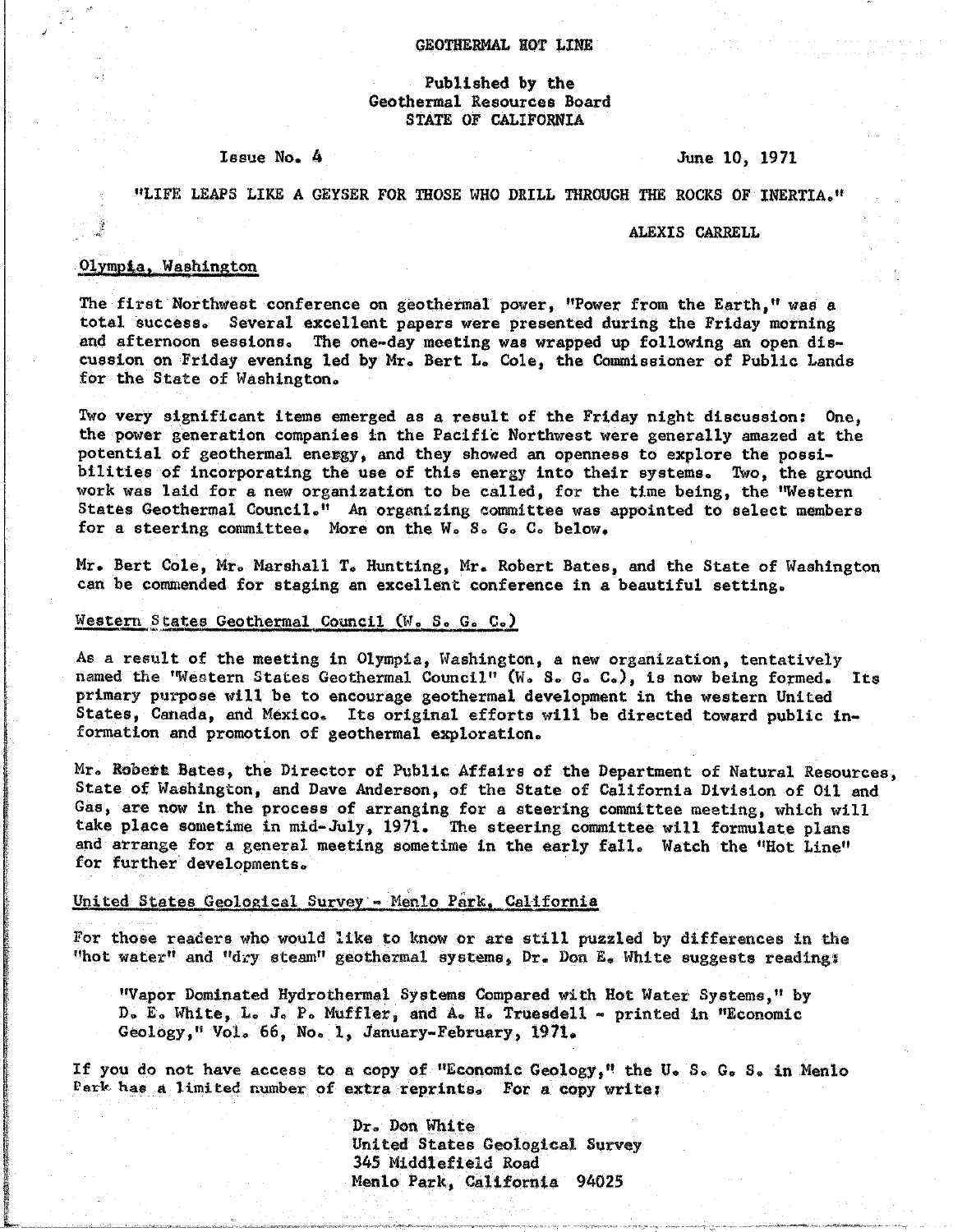# GEOTHERMAL HOT LINE

Published by the
Geothermal Resources Board
STATE OF CALIFORNIA

Issue No. 4 June 10, 1971

"LIFE LEAPS LIKE A GEYSER FOR THOSE WHO DRILL THROUGH THE ROCKS OF INERTIA."

ALEXIS CARRELL

## Olympia, Washington

The first Northwest conference on geothermal power, "Power from the Earth," was a total success. Several excellent papers were presented during the Friday morning and afternoon sessions. The one-day meeting was wrapped up following an open discussion on Friday evening led by Mr. Bert L. Cole, the Commissioner of Public Lands for the State of Washington.

Two very significant items emerged as a result of the Friday night discussion: One, the power generation companies in the Pacific Northwest were generally amazed at the potential of geothermal energy, and they showed an openness to explore the possibilities of incorporating the use of this energy into their systems. Two, the ground work was laid for a new organization to be called, for the time being, the "Western States Geothermal Council." An organizing committee was appointed to select members for a steering committee. More on the W. S. G. C. below.

Mr. Bert Cole, Mr. Marshall T. Huntting, Mr. Robert Bates, and the State of Washington can be commended for staging an excellent conference in a beautiful setting.

## Western States Geothermal Council (W. S. G. C.)

As a result of the meeting in Olympia, Washington, a new organization, tentatively named the "Western States Geothermal Council" (W. S. G. C.), is now being formed. Its primary purpose will be to encourage geothermal development in the western United States, Canada, and Mexico. Its original efforts will be directed toward public information and promotion of geothermal exploration.

Mr. Robert Bates, the Director of Public Affairs of the Department of Natural Resources, State of Washington, and Dave Anderson, of the State of California Division of Oil and Gas, are now in the process of arranging for a steering committee meeting, which will take place sometime in mid-July, 1971. The steering committee will formulate plans and arrange for a general meeting sometime in the early fall. Watch the "Hot Line" for further developments.

## United States Geological Survey - Menlo Park, California

For those readers who would like to know or are still puzzled by differences in the "hot water" and "dry steam" geothermal systems, Dr. Don E. White suggests reading:

> "Vapor Dominated Hydrothermal Systems Compared with Hot Water Systems," by D. E. White, L. J. P. Muffler, and A. H. Truesdell - printed in "Economic Geology," Vol. 66, No. 1, January-February, 1971.

If you do not have access to a copy of "Economic Geology," the U. S. G. S. in Menlo Park has a limited number of extra reprints. For a copy write:

Dr. Don White
United States Geological Survey
345 Middlefield Road
Menlo Park, California 94025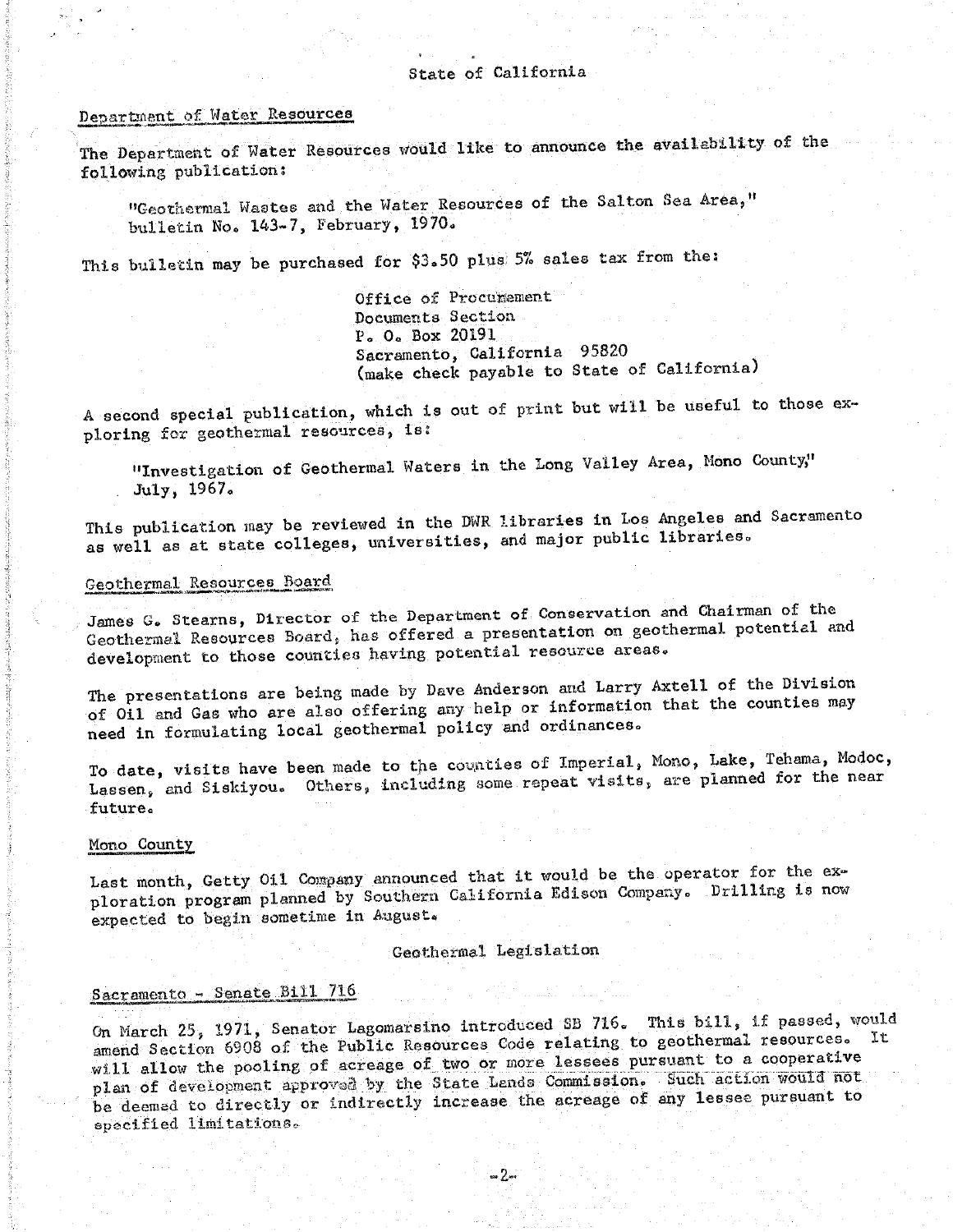State of California

## Department of Water Resources

The Department of Water Resources would like to announce the availability of the following publication:

> "Geothermal Wastes and the Water Resources of the Salton Sea Area," bulletin No. 143-7, February, 1970.

This bulletin may be purchased for $3.50 plus 5% sales tax from the:

> Office of Procurement
> Documents Section
> P. O. Box 20191
> Sacramento, California 95820
> (make check payable to State of California)

A second special publication, which is out of print but will be useful to those exploring for geothermal resources, is:

> "Investigation of Geothermal Waters in the Long Valley Area, Mono County," July, 1967.

This publication may be reviewed in the DWR libraries in Los Angeles and Sacramento as well as at state colleges, universities, and major public libraries.

## Geothermal Resources Board

James G. Stearns, Director of the Department of Conservation and Chairman of the Geothermal Resources Board, has offered a presentation on geothermal potential and development to those counties having potential resource areas.

The presentations are being made by Dave Anderson and Larry Axtell of the Division of Oil and Gas who are also offering any help or information that the counties may need in formulating local geothermal policy and ordinances.

To date, visits have been made to the counties of Imperial, Mono, Lake, Tehama, Modoc, Lassen, and Siskiyou. Others, including some repeat visits, are planned for the near future.

## Mono County

Last month, Getty Oil Company announced that it would be the operator for the exploration program planned by Southern California Edison Company. Drilling is now expected to begin sometime in August.

# Geothermal Legislation

## Sacramento - Senate Bill 716

On March 25, 1971, Senator Lagomarsino introduced SB 716. This bill, if passed, would amend Section 6908 of the Public Resources Code relating to geothermal resources. It will allow the pooling of acreage of two or more lessees pursuant to a cooperative plan of development approved by the State Lands Commission. Such action would not be deemed to directly or indirectly increase the acreage of any lessee pursuant to specified limitations.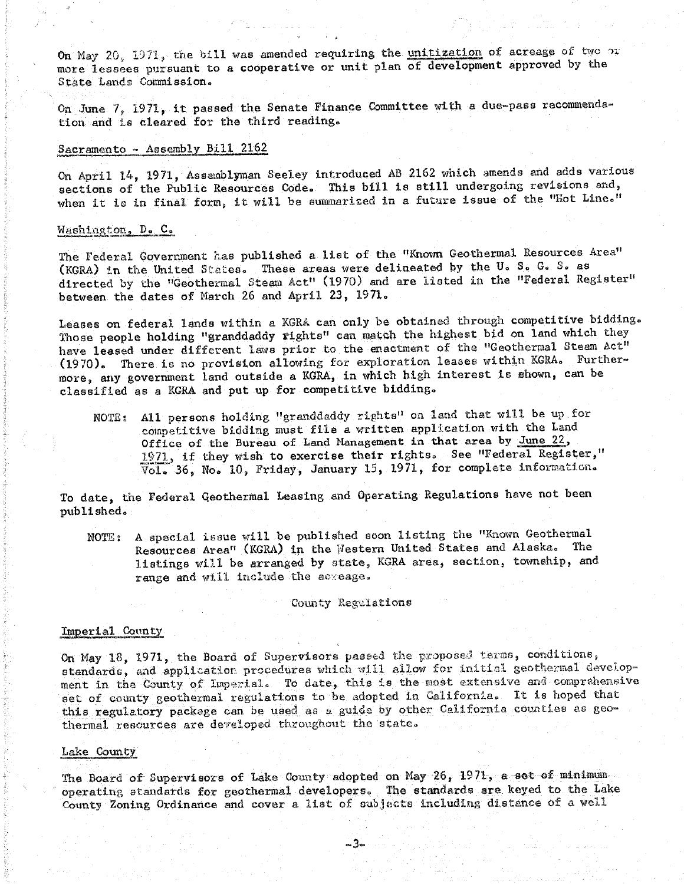On May 20, 1971, the bill was amended requiring the unitization of acreage of two or more lessees pursuant to a cooperative or unit plan of development approved by the State Lands Commission.

On June 7, 1971, it passed the Senate Finance Committee with a due-pass recommendation and is cleared for the third reading.

### Sacramento - Assembly Bill 2162

On April 14, 1971, Assemblyman Seeley introduced AB 2162 which amends and adds various sections of the Public Resources Code. This bill is still undergoing revisions and, when it is in final form, it will be summarized in a future issue of the "Hot Line."

### Washington, D. C.

The Federal Government has published a list of the "Known Geothermal Resources Area" (KGRA) in the United States. These areas were delineated by the U. S. G. S. as directed by the "Geothermal Steam Act" (1970) and are listed in the "Federal Register" between the dates of March 26 and April 23, 1971.

Leases on federal lands within a KGRA can only be obtained through competitive bidding. Those people holding "granddaddy rights" can match the highest bid on land which they have leased under different laws prior to the enactment of the "Geothermal Steam Act" (1970). There is no provision allowing for exploration leases within KGRA. Furthermore, any government land outside a KGRA, in which high interest is shown, can be classified as a KGRA and put up for competitive bidding.

> NOTE: All persons holding "granddaddy rights" on land that will be up for competitive bidding must file a written application with the Land Office of the Bureau of Land Management in that area by June 22, 1971, if they wish to exercise their rights. See "Federal Register," Vol. 36, No. 10, Friday, January 15, 1971, for complete information.

To date, the Federal Geothermal Leasing and Operating Regulations have not been published.

> NOTE: A special issue will be published soon listing the "Known Geothermal Resources Area" (KGRA) in the Western United States and Alaska. The listings will be arranged by state, KGRA area, section, township, and range and will include the acreage.

## County Regulations

### Imperial County

On May 18, 1971, the Board of Supervisors passed the proposed terms, conditions, standards, and application procedures which will allow for initial geothermal development in the County of Imperial. To date, this is the most extensive and comprehensive set of county geothermal regulations to be adopted in California. It is hoped that this regulatory package can be used as a guide by other California counties as geothermal resources are developed throughout the state.

### Lake County

The Board of Supervisors of Lake County adopted on May 26, 1971, a set of minimum operating standards for geothermal developers. The standards are keyed to the Lake County Zoning Ordinance and cover a list of subjects including distance of a well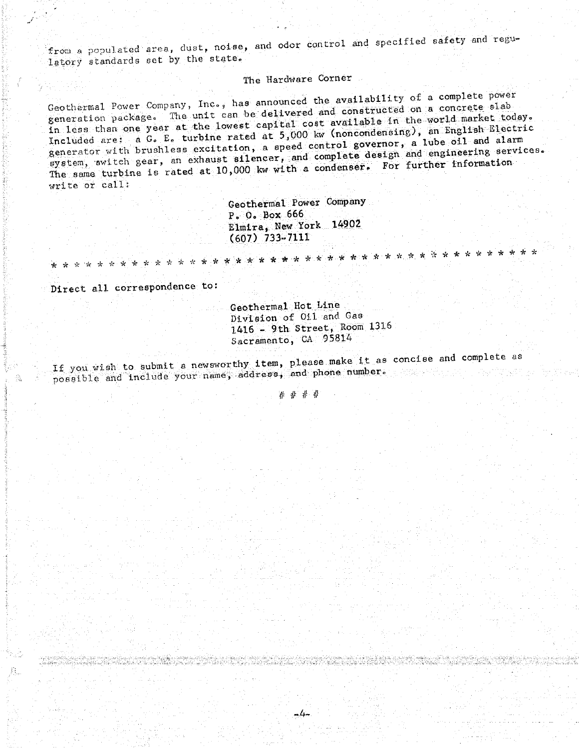from a populated area, dust, noise, and odor control and specified safety and regulatory standards set by the state.

## The Hardware Corner

Geothermal Power Company, Inc., has announced the availability of a complete power generation package. The unit can be delivered and constructed on a concrete slab in less than one year at the lowest capital cost available in the world market today. Included are: a G. E. turbine rated at 5,000 kw (noncondensing), an English Electric generator with brushless excitation, a speed control governor, a lube oil and alarm system, switch gear, an exhaust silencer, and complete design and engineering services. The same turbine is rated at 10,000 kw with a condenser. For further information write or call:

Geothermal Power Company
P. O. Box 666
Elmira, New York 14902
(607) 733-7111

* * * * * * * * * * * * * * * * * * * * * * * * * * * * * * * * * * * * * * * * * * * *

Direct all correspondence to:

Geothermal Hot Line
Division of Oil and Gas
1416 - 9th Street, Room 1316
Sacramento, CA 95814

If you wish to submit a newsworthy item, please make it as concise and complete as possible and include your name, address, and phone number.

# # # #